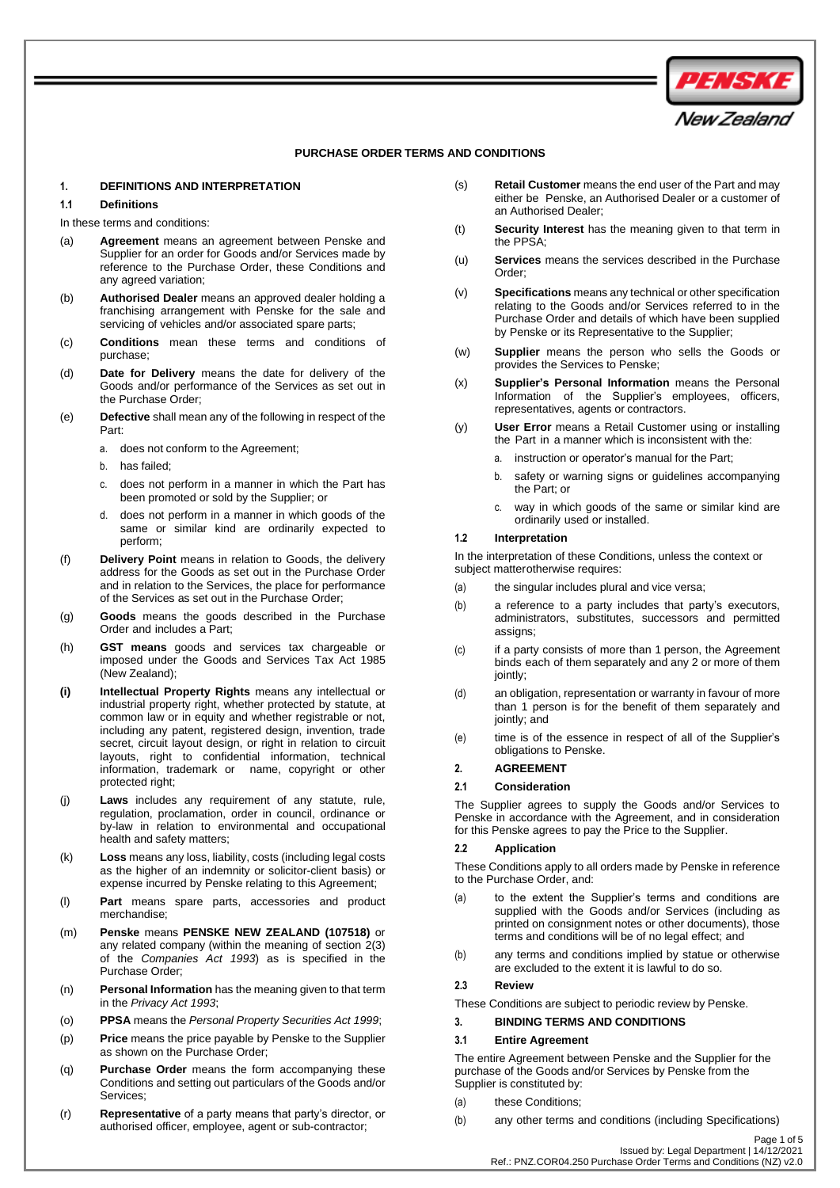# PURCHASE ORDER TERMS AND CONDITIONS

## 1. DEFINITIONS AND INTERPRETATION

### 1.1 Definitions

In these terms and conditions:

(a) **Agreement** means an agreement between Penske and Supplier for an order for Goods and/or Services made by reference to the Purchase Order, these Conditions and any agreed variation;

(b) **Authorised Dealer** means an approved dealer holding a franchising arrangement with Penske for the sale and servicing of vehicles and/or associated spare parts;

(c) **Conditions** mean these terms and conditions of purchase;

(d) **Date for Delivery** means the date for delivery of the Goods and/or performance of the Services as set out in the Purchase Order;

(e) **Defective** shall mean any of the following in respect of the Part:

   a. does not conform to the Agreement;

   b. has failed;

   c. does not perform in a manner in which the Part has been promoted or sold by the Supplier; or

   d. does not perform in a manner in which goods of the same or similar kind are ordinarily expected to perform;

(f) **Delivery Point** means in relation to Goods, the delivery address for the Goods as set out in the Purchase Order and in relation to the Services, the place for performance of the Services as set out in the Purchase Order;

(g) **Goods** means the goods described in the Purchase Order and includes a Part;

(h) **GST means** goods and services tax chargeable or imposed under the Goods and Services Tax Act 1985 (New Zealand);

**(i)** **Intellectual Property Rights** means any intellectual or industrial property right, whether protected by statute, at common law or in equity and whether registrable or not, including any patent, registered design, invention, trade secret, circuit layout design, or right in relation to circuit layouts, right to confidential information, technical information, trademark or name, copyright or other protected right;

(j) **Laws** includes any requirement of any statute, rule, regulation, proclamation, order in council, ordinance or by-law in relation to environmental and occupational health and safety matters;

(k) **Loss** means any loss, liability, costs (including legal costs as the higher of an indemnity or solicitor-client basis) or expense incurred by Penske relating to this Agreement;

(l) **Part** means spare parts, accessories and product merchandise;

(m) **Penske** means **PENSKE NEW ZEALAND (107518)** or any related company (within the meaning of section 2(3) of the *Companies Act 1993*) as is specified in the Purchase Order;

(n) **Personal Information** has the meaning given to that term in the *Privacy Act 1993*;

(o) **PPSA** means the *Personal Property Securities Act 1999*;

(p) **Price** means the price payable by Penske to the Supplier as shown on the Purchase Order;

(q) **Purchase Order** means the form accompanying these Conditions and setting out particulars of the Goods and/or Services;

(r) **Representative** of a party means that party's director, or authorised officer, employee, agent or sub-contractor;

(s) **Retail Customer** means the end user of the Part and may either be Penske, an Authorised Dealer or a customer of an Authorised Dealer;

(t) **Security Interest** has the meaning given to that term in the PPSA;

(u) **Services** means the services described in the Purchase Order;

(v) **Specifications** means any technical or other specification relating to the Goods and/or Services referred to in the Purchase Order and details of which have been supplied by Penske or its Representative to the Supplier;

(w) **Supplier** means the person who sells the Goods or provides the Services to Penske;

(x) **Supplier's Personal Information** means the Personal Information of the Supplier's employees, officers, representatives, agents or contractors.

(y) **User Error** means a Retail Customer using or installing the Part in a manner which is inconsistent with the:

   a. instruction or operator's manual for the Part;

   b. safety or warning signs or guidelines accompanying the Part; or

   c. way in which goods of the same or similar kind are ordinarily used or installed.

### 1.2 Interpretation

In the interpretation of these Conditions, unless the context or subject matterotherwise requires:

(a) the singular includes plural and vice versa;

(b) a reference to a party includes that party's executors, administrators, substitutes, successors and permitted assigns;

(c) if a party consists of more than 1 person, the Agreement binds each of them separately and any 2 or more of them jointly;

(d) an obligation, representation or warranty in favour of more than 1 person is for the benefit of them separately and jointly; and

(e) time is of the essence in respect of all of the Supplier's obligations to Penske.

## 2. AGREEMENT

### 2.1 Consideration

The Supplier agrees to supply the Goods and/or Services to Penske in accordance with the Agreement, and in consideration for this Penske agrees to pay the Price to the Supplier.

### 2.2 Application

These Conditions apply to all orders made by Penske in reference to the Purchase Order, and:

(a) to the extent the Supplier's terms and conditions are supplied with the Goods and/or Services (including as printed on consignment notes or other documents), those terms and conditions will be of no legal effect; and

(b) any terms and conditions implied by statue or otherwise are excluded to the extent it is lawful to do so.

### 2.3 Review

These Conditions are subject to periodic review by Penske.

## 3. BINDING TERMS AND CONDITIONS

### 3.1 Entire Agreement

The entire Agreement between Penske and the Supplier for the purchase of the Goods and/or Services by Penske from the Supplier is constituted by:

(a) these Conditions;

(b) any other terms and conditions (including Specifications)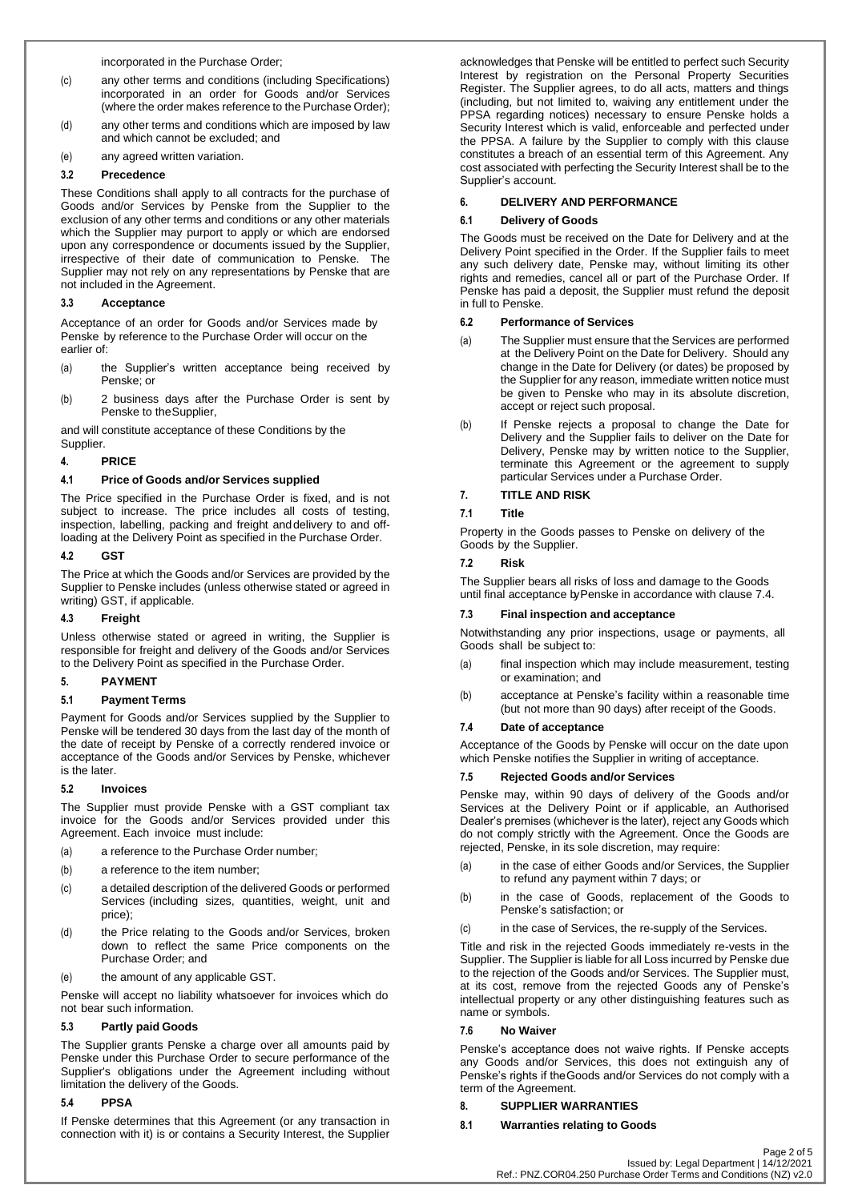incorporated in the Purchase Order;

(c) any other terms and conditions (including Specifications) incorporated in an order for Goods and/or Services (where the order makes reference to the Purchase Order);

(d) any other terms and conditions which are imposed by law and which cannot be excluded; and

(e) any agreed written variation.

### 3.2 Precedence

These Conditions shall apply to all contracts for the purchase of Goods and/or Services by Penske from the Supplier to the exclusion of any other terms and conditions or any other materials which the Supplier may purport to apply or which are endorsed upon any correspondence or documents issued by the Supplier, irrespective of their date of communication to Penske. The Supplier may not rely on any representations by Penske that are not included in the Agreement.

### 3.3 Acceptance

Acceptance of an order for Goods and/or Services made by Penske by reference to the Purchase Order will occur on the earlier of:

(a) the Supplier's written acceptance being received by Penske; or

(b) 2 business days after the Purchase Order is sent by Penske to the Supplier,

and will constitute acceptance of these Conditions by the Supplier.

## 4. PRICE

### 4.1 Price of Goods and/or Services supplied

The Price specified in the Purchase Order is fixed, and is not subject to increase. The price includes all costs of testing, inspection, labelling, packing and freight and delivery to and off-loading at the Delivery Point as specified in the Purchase Order.

### 4.2 GST

The Price at which the Goods and/or Services are provided by the Supplier to Penske includes (unless otherwise stated or agreed in writing) GST, if applicable.

### 4.3 Freight

Unless otherwise stated or agreed in writing, the Supplier is responsible for freight and delivery of the Goods and/or Services to the Delivery Point as specified in the Purchase Order.

## 5. PAYMENT

### 5.1 Payment Terms

Payment for Goods and/or Services supplied by the Supplier to Penske will be tendered 30 days from the last day of the month of the date of receipt by Penske of a correctly rendered invoice or acceptance of the Goods and/or Services by Penske, whichever is the later.

### 5.2 Invoices

The Supplier must provide Penske with a GST compliant tax invoice for the Goods and/or Services provided under this Agreement. Each invoice must include:

(a) a reference to the Purchase Order number;

(b) a reference to the item number;

(c) a detailed description of the delivered Goods or performed Services (including sizes, quantities, weight, unit and price);

(d) the Price relating to the Goods and/or Services, broken down to reflect the same Price components on the Purchase Order; and

(e) the amount of any applicable GST.

Penske will accept no liability whatsoever for invoices which do not bear such information.

### 5.3 Partly paid Goods

The Supplier grants Penske a charge over all amounts paid by Penske under this Purchase Order to secure performance of the Supplier's obligations under the Agreement including without limitation the delivery of the Goods.

### 5.4 PPSA

If Penske determines that this Agreement (or any transaction in connection with it) is or contains a Security Interest, the Supplier acknowledges that Penske will be entitled to perfect such Security Interest by registration on the Personal Property Securities Register. The Supplier agrees, to do all acts, matters and things (including, but not limited to, waiving any entitlement under the PPSA regarding notices) necessary to ensure Penske holds a Security Interest which is valid, enforceable and perfected under the PPSA. A failure by the Supplier to comply with this clause constitutes a breach of an essential term of this Agreement. Any cost associated with perfecting the Security Interest shall be to the Supplier's account.

## 6. DELIVERY AND PERFORMANCE

### 6.1 Delivery of Goods

The Goods must be received on the Date for Delivery and at the Delivery Point specified in the Order. If the Supplier fails to meet any such delivery date, Penske may, without limiting its other rights and remedies, cancel all or part of the Purchase Order. If Penske has paid a deposit, the Supplier must refund the deposit in full to Penske.

### 6.2 Performance of Services

(a) The Supplier must ensure that the Services are performed at the Delivery Point on the Date for Delivery. Should any change in the Date for Delivery (or dates) be proposed by the Supplier for any reason, immediate written notice must be given to Penske who may in its absolute discretion, accept or reject such proposal.

(b) If Penske rejects a proposal to change the Date for Delivery and the Supplier fails to deliver on the Date for Delivery, Penske may by written notice to the Supplier, terminate this Agreement or the agreement to supply particular Services under a Purchase Order.

## 7. TITLE AND RISK

### 7.1 Title

Property in the Goods passes to Penske on delivery of the Goods by the Supplier.

### 7.2 Risk

The Supplier bears all risks of loss and damage to the Goods until final acceptance by Penske in accordance with clause 7.4.

### 7.3 Final inspection and acceptance

Notwithstanding any prior inspections, usage or payments, all Goods shall be subject to:

(a) final inspection which may include measurement, testing or examination; and

(b) acceptance at Penske's facility within a reasonable time (but not more than 90 days) after receipt of the Goods.

### 7.4 Date of acceptance

Acceptance of the Goods by Penske will occur on the date upon which Penske notifies the Supplier in writing of acceptance.

### 7.5 Rejected Goods and/or Services

Penske may, within 90 days of delivery of the Goods and/or Services at the Delivery Point or if applicable, an Authorised Dealer's premises (whichever is the later), reject any Goods which do not comply strictly with the Agreement. Once the Goods are rejected, Penske, in its sole discretion, may require:

(a) in the case of either Goods and/or Services, the Supplier to refund any payment within 7 days; or

(b) in the case of Goods, replacement of the Goods to Penske's satisfaction; or

(c) in the case of Services, the re-supply of the Services.

Title and risk in the rejected Goods immediately re-vests in the Supplier. The Supplier is liable for all Loss incurred by Penske due to the rejection of the Goods and/or Services. The Supplier must, at its cost, remove from the rejected Goods any of Penske's intellectual property or any other distinguishing features such as name or symbols.

### 7.6 No Waiver

Penske's acceptance does not waive rights. If Penske accepts any Goods and/or Services, this does not extinguish any of Penske's rights if the Goods and/or Services do not comply with a term of the Agreement.

## 8. SUPPLIER WARRANTIES

### 8.1 Warranties relating to Goods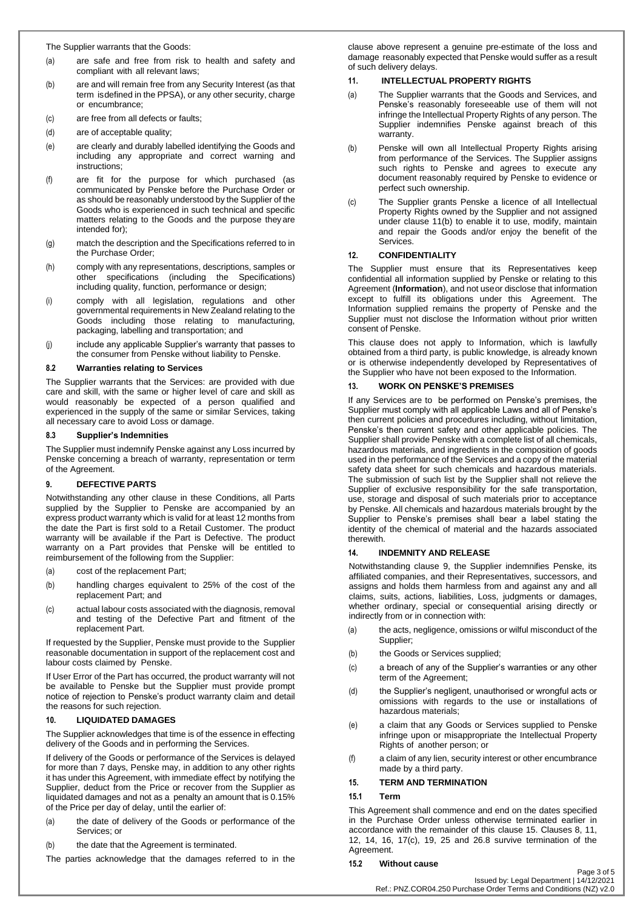The Supplier warrants that the Goods:

(a) are safe and free from risk to health and safety and compliant with all relevant laws;

(b) are and will remain free from any Security Interest (as that term isdefined in the PPSA), or any other security, charge or encumbrance;

(c) are free from all defects or faults;

(d) are of acceptable quality;

(e) are clearly and durably labelled identifying the Goods and including any appropriate and correct warning and instructions;

(f) are fit for the purpose for which purchased (as communicated by Penske before the Purchase Order or as should be reasonably understood by the Supplier of the Goods who is experienced in such technical and specific matters relating to the Goods and the purpose theyare intended for);

(g) match the description and the Specifications referred to in the Purchase Order;

(h) comply with any representations, descriptions, samples or other specifications (including the Specifications) including quality, function, performance or design;

(i) comply with all legislation, regulations and other governmental requirements in New Zealand relating to the Goods including those relating to manufacturing, packaging, labelling and transportation; and

(j) include any applicable Supplier's warranty that passes to the consumer from Penske without liability to Penske.

### 8.2 Warranties relating to Services

The Supplier warrants that the Services: are provided with due care and skill, with the same or higher level of care and skill as would reasonably be expected of a person qualified and experienced in the supply of the same or similar Services, taking all necessary care to avoid Loss or damage.

### 8.3 Supplier's Indemnities

The Supplier must indemnify Penske against any Loss incurred by Penske concerning a breach of warranty, representation or term of the Agreement.

## 9. DEFECTIVE PARTS

Notwithstanding any other clause in these Conditions, all Parts supplied by the Supplier to Penske are accompanied by an express product warranty which is valid for at least 12 months from the date the Part is first sold to a Retail Customer. The product warranty will be available if the Part is Defective. The product warranty on a Part provides that Penske will be entitled to reimbursement of the following from the Supplier:

(a) cost of the replacement Part;

(b) handling charges equivalent to 25% of the cost of the replacement Part; and

(c) actual labour costs associated with the diagnosis, removal and testing of the Defective Part and fitment of the replacement Part.

If requested by the Supplier, Penske must provide to the Supplier reasonable documentation in support of the replacement cost and labour costs claimed by Penske.

If User Error of the Part has occurred, the product warranty will not be available to Penske but the Supplier must provide prompt notice of rejection to Penske's product warranty claim and detail the reasons for such rejection.

## 10. LIQUIDATED DAMAGES

The Supplier acknowledges that time is of the essence in effecting delivery of the Goods and in performing the Services.

If delivery of the Goods or performance of the Services is delayed for more than 7 days, Penske may, in addition to any other rights it has under this Agreement, with immediate effect by notifying the Supplier, deduct from the Price or recover from the Supplier as liquidated damages and not as a penalty an amount that is 0.15% of the Price per day of delay, until the earlier of:

(a) the date of delivery of the Goods or performance of the Services; or

(b) the date that the Agreement is terminated.

The parties acknowledge that the damages referred to in the clause above represent a genuine pre-estimate of the loss and damage reasonably expected that Penske would suffer as a result of such delivery delays.

## 11. INTELLECTUAL PROPERTY RIGHTS

(a) The Supplier warrants that the Goods and Services, and Penske's reasonably foreseeable use of them will not infringe the Intellectual Property Rights of any person. The Supplier indemnifies Penske against breach of this warranty.

(b) Penske will own all Intellectual Property Rights arising from performance of the Services. The Supplier assigns such rights to Penske and agrees to execute any document reasonably required by Penske to evidence or perfect such ownership.

(c) The Supplier grants Penske a licence of all Intellectual Property Rights owned by the Supplier and not assigned under clause 11(b) to enable it to use, modify, maintain and repair the Goods and/or enjoy the benefit of the Services.

## 12. CONFIDENTIALITY

The Supplier must ensure that its Representatives keep confidential all information supplied by Penske or relating to this Agreement (**Information**), and not useor disclose that information except to fulfill its obligations under this Agreement. The Information supplied remains the property of Penske and the Supplier must not disclose the Information without prior written consent of Penske.

This clause does not apply to Information, which is lawfully obtained from a third party, is public knowledge, is already known or is otherwise independently developed by Representatives of the Supplier who have not been exposed to the Information.

## 13. WORK ON PENSKE'S PREMISES

If any Services are to be performed on Penske's premises, the Supplier must comply with all applicable Laws and all of Penske's then current policies and procedures including, without limitation, Penske's then current safety and other applicable policies. The Supplier shall provide Penske with a complete list of all chemicals, hazardous materials, and ingredients in the composition of goods used in the performance of the Services and a copy of the material safety data sheet for such chemicals and hazardous materials. The submission of such list by the Supplier shall not relieve the Supplier of exclusive responsibility for the safe transportation, use, storage and disposal of such materials prior to acceptance by Penske. All chemicals and hazardous materials brought by the Supplier to Penske's premises shall bear a label stating the identity of the chemical of material and the hazards associated therewith.

## 14. INDEMNITY AND RELEASE

Notwithstanding clause 9, the Supplier indemnifies Penske, its affiliated companies, and their Representatives, successors, and assigns and holds them harmless from and against any and all claims, suits, actions, liabilities, Loss, judgments or damages, whether ordinary, special or consequential arising directly or indirectly from or in connection with:

(a) the acts, negligence, omissions or wilful misconduct of the Supplier;

(b) the Goods or Services supplied;

(c) a breach of any of the Supplier's warranties or any other term of the Agreement;

(d) the Supplier's negligent, unauthorised or wrongful acts or omissions with regards to the use or installations of hazardous materials;

(e) a claim that any Goods or Services supplied to Penske infringe upon or misappropriate the Intellectual Property Rights of another person; or

(f) a claim of any lien, security interest or other encumbrance made by a third party.

## 15. TERM AND TERMINATION

### 15.1 Term

This Agreement shall commence and end on the dates specified in the Purchase Order unless otherwise terminated earlier in accordance with the remainder of this clause 15. Clauses 8, 11, 12, 14, 16, 17(c), 19, 25 and 26.8 survive termination of the Agreement.

### 15.2 Without cause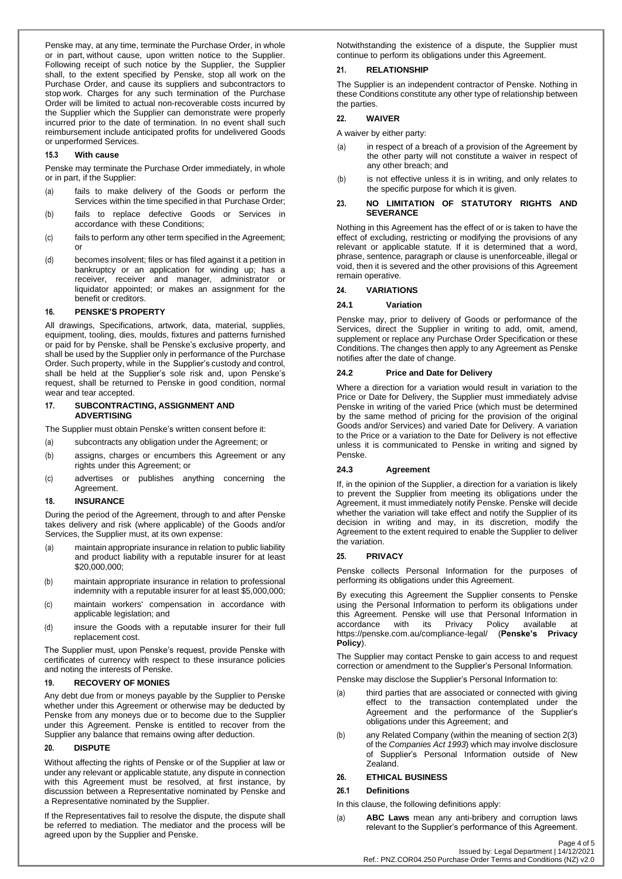Penske may, at any time, terminate the Purchase Order, in whole or in part, without cause, upon written notice to the Supplier. Following receipt of such notice by the Supplier, the Supplier shall, to the extent specified by Penske, stop all work on the Purchase Order, and cause its suppliers and subcontractors to stop work. Charges for any such termination of the Purchase Order will be limited to actual non-recoverable costs incurred by the Supplier which the Supplier can demonstrate were properly incurred prior to the date of termination. In no event shall such reimbursement include anticipated profits for undelivered Goods or unperformed Services.

### 15.3 With cause

Penske may terminate the Purchase Order immediately, in whole or in part, if the Supplier:

(a) fails to make delivery of the Goods or perform the Services within the time specified in that Purchase Order;

(b) fails to replace defective Goods or Services in accordance with these Conditions;

(c) fails to perform any other term specified in the Agreement; or

(d) becomes insolvent; files or has filed against it a petition in bankruptcy or an application for winding up; has a receiver, receiver and manager, administrator or liquidator appointed; or makes an assignment for the benefit or creditors.

## 16. PENSKE'S PROPERTY

All drawings, Specifications, artwork, data, material, supplies, equipment, tooling, dies, moulds, fixtures and patterns furnished or paid for by Penske, shall be Penske's exclusive property, and shall be used by the Supplier only in performance of the Purchase Order. Such property, while in the Supplier's custody and control, shall be held at the Supplier's sole risk and, upon Penske's request, shall be returned to Penske in good condition, normal wear and tear accepted.

## 17. SUBCONTRACTING, ASSIGNMENT AND ADVERTISING

The Supplier must obtain Penske's written consent before it:

(a) subcontracts any obligation under the Agreement; or

(b) assigns, charges or encumbers this Agreement or any rights under this Agreement; or

(c) advertises or publishes anything concerning the Agreement.

## 18. INSURANCE

During the period of the Agreement, through to and after Penske takes delivery and risk (where applicable) of the Goods and/or Services, the Supplier must, at its own expense:

(a) maintain appropriate insurance in relation to public liability and product liability with a reputable insurer for at least \$20,000,000;

(b) maintain appropriate insurance in relation to professional indemnity with a reputable insurer for at least \$5,000,000;

(c) maintain workers' compensation in accordance with applicable legislation; and

(d) insure the Goods with a reputable insurer for their full replacement cost.

The Supplier must, upon Penske's request, provide Penske with certificates of currency with respect to these insurance policies and noting the interests of Penske.

## 19. RECOVERY OF MONIES

Any debt due from or moneys payable by the Supplier to Penske whether under this Agreement or otherwise may be deducted by Penske from any moneys due or to become due to the Supplier under this Agreement. Penske is entitled to recover from the Supplier any balance that remains owing after deduction.

## 20. DISPUTE

Without affecting the rights of Penske or of the Supplier at law or under any relevant or applicable statute, any dispute in connection with this Agreement must be resolved, at first instance, by discussion between a Representative nominated by Penske and a Representative nominated by the Supplier.

If the Representatives fail to resolve the dispute, the dispute shall be referred to mediation. The mediator and the process will be agreed upon by the Supplier and Penske.

Notwithstanding the existence of a dispute, the Supplier must continue to perform its obligations under this Agreement.

## 21. RELATIONSHIP

The Supplier is an independent contractor of Penske. Nothing in these Conditions constitute any other type of relationship between the parties.

## 22. WAIVER

A waiver by either party:

(a) in respect of a breach of a provision of the Agreement by the other party will not constitute a waiver in respect of any other breach; and

(b) is not effective unless it is in writing, and only relates to the specific purpose for which it is given.

## 23. NO LIMITATION OF STATUTORY RIGHTS AND SEVERANCE

Nothing in this Agreement has the effect of or is taken to have the effect of excluding, restricting or modifying the provisions of any relevant or applicable statute. If it is determined that a word, phrase, sentence, paragraph or clause is unenforceable, illegal or void, then it is severed and the other provisions of this Agreement remain operative.

## 24. VARIATIONS

### 24.1 Variation

Penske may, prior to delivery of Goods or performance of the Services, direct the Supplier in writing to add, omit, amend, supplement or replace any Purchase Order Specification or these Conditions. The changes then apply to any Agreement as Penske notifies after the date of change.

### 24.2 Price and Date for Delivery

Where a direction for a variation would result in variation to the Price or Date for Delivery, the Supplier must immediately advise Penske in writing of the varied Price (which must be determined by the same method of pricing for the provision of the original Goods and/or Services) and varied Date for Delivery. A variation to the Price or a variation to the Date for Delivery is not effective unless it is communicated to Penske in writing and signed by Penske.

### 24.3 Agreement

If, in the opinion of the Supplier, a direction for a variation is likely to prevent the Supplier from meeting its obligations under the Agreement, it must immediately notify Penske. Penske will decide whether the variation will take effect and notify the Supplier of its decision in writing and may, in its discretion, modify the Agreement to the extent required to enable the Supplier to deliver the variation.

## 25. PRIVACY

Penske collects Personal Information for the purposes of performing its obligations under this Agreement.

By executing this Agreement the Supplier consents to Penske using the Personal Information to perform its obligations under this Agreement. Penske will use that Personal Information in accordance with its Privacy Policy available at https://penske.com.au/compliance-legal/ (**Penske's Privacy Policy**).

The Supplier may contact Penske to gain access to and request correction or amendment to the Supplier's Personal Information.

Penske may disclose the Supplier's Personal Information to:

(a) third parties that are associated or connected with giving effect to the transaction contemplated under the Agreement and the performance of the Supplier's obligations under this Agreement; and

(b) any Related Company (within the meaning of section 2(3) of the *Companies Act 1993*) which may involve disclosure of Supplier's Personal Information outside of New Zealand.

## 26. ETHICAL BUSINESS

### 26.1 Definitions

In this clause, the following definitions apply:

(a) **ABC Laws** mean any anti-bribery and corruption laws relevant to the Supplier's performance of this Agreement.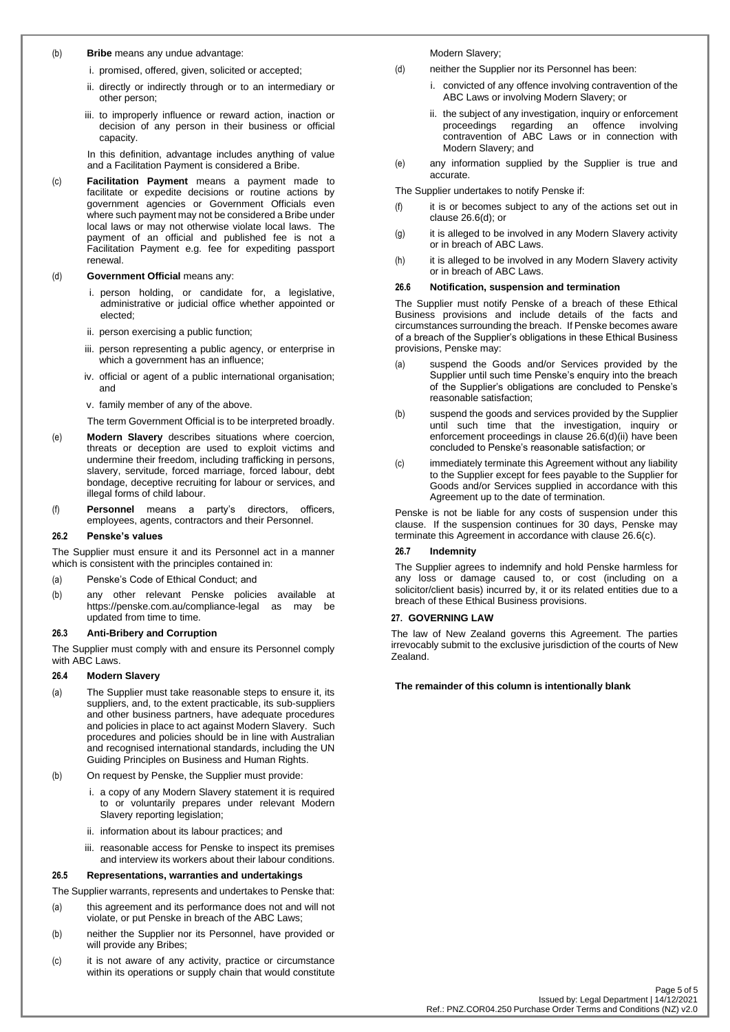(b) **Bribe** means any undue advantage:

i. promised, offered, given, solicited or accepted;

ii. directly or indirectly through or to an intermediary or other person;

iii. to improperly influence or reward action, inaction or decision of any person in their business or official capacity.

In this definition, advantage includes anything of value and a Facilitation Payment is considered a Bribe.

(c) **Facilitation Payment** means a payment made to facilitate or expedite decisions or routine actions by government agencies or Government Officials even where such payment may not be considered a Bribe under local laws or may not otherwise violate local laws. The payment of an official and published fee is not a Facilitation Payment e.g. fee for expediting passport renewal.

(d) **Government Official** means any:

i. person holding, or candidate for, a legislative, administrative or judicial office whether appointed or elected;

ii. person exercising a public function;

iii. person representing a public agency, or enterprise in which a government has an influence;

iv. official or agent of a public international organisation; and

v. family member of any of the above.

The term Government Official is to be interpreted broadly.

(e) **Modern Slavery** describes situations where coercion, threats or deception are used to exploit victims and undermine their freedom, including trafficking in persons, slavery, servitude, forced marriage, forced labour, debt bondage, deceptive recruiting for labour or services, and illegal forms of child labour.

(f) **Personnel** means a party's directors, officers, employees, agents, contractors and their Personnel.

### 26.2 Penske's values

The Supplier must ensure it and its Personnel act in a manner which is consistent with the principles contained in:

(a) Penske's Code of Ethical Conduct; and

(b) any other relevant Penske policies available at https://penske.com.au/compliance-legal as may be updated from time to time.

### 26.3 Anti-Bribery and Corruption

The Supplier must comply with and ensure its Personnel comply with ABC Laws.

### 26.4 Modern Slavery

(a) The Supplier must take reasonable steps to ensure it, its suppliers, and, to the extent practicable, its sub-suppliers and other business partners, have adequate procedures and policies in place to act against Modern Slavery. Such procedures and policies should be in line with Australian and recognised international standards, including the UN Guiding Principles on Business and Human Rights.

(b) On request by Penske, the Supplier must provide:

i. a copy of any Modern Slavery statement it is required to or voluntarily prepares under relevant Modern Slavery reporting legislation;

ii. information about its labour practices; and

iii. reasonable access for Penske to inspect its premises and interview its workers about their labour conditions.

### 26.5 Representations, warranties and undertakings

The Supplier warrants, represents and undertakes to Penske that:

(a) this agreement and its performance does not and will not violate, or put Penske in breach of the ABC Laws;

(b) neither the Supplier nor its Personnel, have provided or will provide any Bribes;

(c) it is not aware of any activity, practice or circumstance within its operations or supply chain that would constitute Modern Slavery;

(d) neither the Supplier nor its Personnel has been:

i. convicted of any offence involving contravention of the ABC Laws or involving Modern Slavery; or

ii. the subject of any investigation, inquiry or enforcement proceedings regarding an offence involving contravention of ABC Laws or in connection with Modern Slavery; and

(e) any information supplied by the Supplier is true and accurate.

The Supplier undertakes to notify Penske if:

(f) it is or becomes subject to any of the actions set out in clause 26.6(d); or

(g) it is alleged to be involved in any Modern Slavery activity or in breach of ABC Laws.

(h) it is alleged to be involved in any Modern Slavery activity or in breach of ABC Laws.

### 26.6 Notification, suspension and termination

The Supplier must notify Penske of a breach of these Ethical Business provisions and include details of the facts and circumstances surrounding the breach. If Penske becomes aware of a breach of the Supplier's obligations in these Ethical Business provisions, Penske may:

(a) suspend the Goods and/or Services provided by the Supplier until such time Penske's enquiry into the breach of the Supplier's obligations are concluded to Penske's reasonable satisfaction;

(b) suspend the goods and services provided by the Supplier until such time that the investigation, inquiry or enforcement proceedings in clause 26.6(d)(ii) have been concluded to Penske's reasonable satisfaction; or

(c) immediately terminate this Agreement without any liability to the Supplier except for fees payable to the Supplier for Goods and/or Services supplied in accordance with this Agreement up to the date of termination.

Penske is not be liable for any costs of suspension under this clause. If the suspension continues for 30 days, Penske may terminate this Agreement in accordance with clause 26.6(c).

### 26.7 Indemnity

The Supplier agrees to indemnify and hold Penske harmless for any loss or damage caused to, or cost (including on a solicitor/client basis) incurred by, it or its related entities due to a breach of these Ethical Business provisions.

## 27. GOVERNING LAW

The law of New Zealand governs this Agreement. The parties irrevocably submit to the exclusive jurisdiction of the courts of New Zealand.

**The remainder of this column is intentionally blank**

Issued by: Legal Department | 14/12/2021
Ref.: PNZ.COR04.250 Purchase Order Terms and Conditions (NZ) v2.0